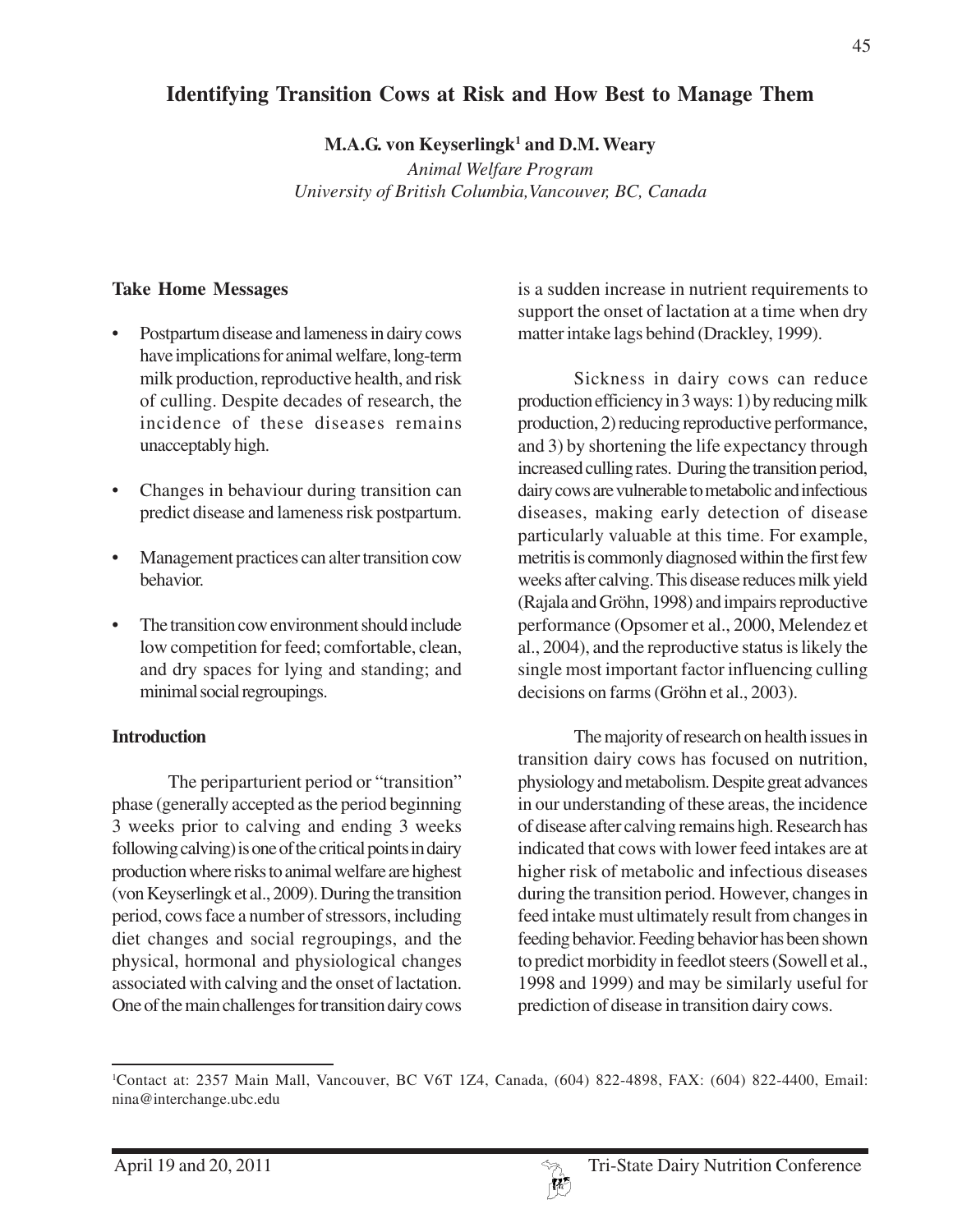# Identifying Transition Cows at Risk and How Best to Manage Them

**M.A.G. von Keyserlingk[1] and D.M. Weary**

*Animal Welfare Program*
*University of British Columbia,Vancouver, BC, Canada*

## Take Home Messages

- Postpartum disease and lameness in dairy cows have implications for animal welfare, long-term milk production, reproductive health, and risk of culling. Despite decades of research, the incidence of these diseases remains unacceptably high.
- Changes in behaviour during transition can predict disease and lameness risk postpartum.
- Management practices can alter transition cow behavior.
- The transition cow environment should include low competition for feed; comfortable, clean, and dry spaces for lying and standing; and minimal social regroupings.

## Introduction

The periparturient period or "transition" phase (generally accepted as the period beginning 3 weeks prior to calving and ending 3 weeks following calving) is one of the critical points in dairy production where risks to animal welfare are highest (von Keyserlingk et al., 2009). During the transition period, cows face a number of stressors, including diet changes and social regroupings, and the physical, hormonal and physiological changes associated with calving and the onset of lactation. One of the main challenges for transition dairy cows is a sudden increase in nutrient requirements to support the onset of lactation at a time when dry matter intake lags behind (Drackley, 1999).

Sickness in dairy cows can reduce production efficiency in 3 ways: 1) by reducing milk production, 2) reducing reproductive performance, and 3) by shortening the life expectancy through increased culling rates. During the transition period, dairy cows are vulnerable to metabolic and infectious diseases, making early detection of disease particularly valuable at this time. For example, metritis is commonly diagnosed within the first few weeks after calving. This disease reduces milk yield (Rajala and Gröhn, 1998) and impairs reproductive performance (Opsomer et al., 2000, Melendez et al., 2004), and the reproductive status is likely the single most important factor influencing culling decisions on farms (Gröhn et al., 2003).

The majority of research on health issues in transition dairy cows has focused on nutrition, physiology and metabolism. Despite great advances in our understanding of these areas, the incidence of disease after calving remains high. Research has indicated that cows with lower feed intakes are at higher risk of metabolic and infectious diseases during the transition period. However, changes in feed intake must ultimately result from changes in feeding behavior. Feeding behavior has been shown to predict morbidity in feedlot steers (Sowell et al., 1998 and 1999) and may be similarly useful for prediction of disease in transition dairy cows.

---

[1]Contact at: 2357 Main Mall, Vancouver, BC V6T 1Z4, Canada, (604) 822-4898, FAX: (604) 822-4400, Email: nina@interchange.ubc.edu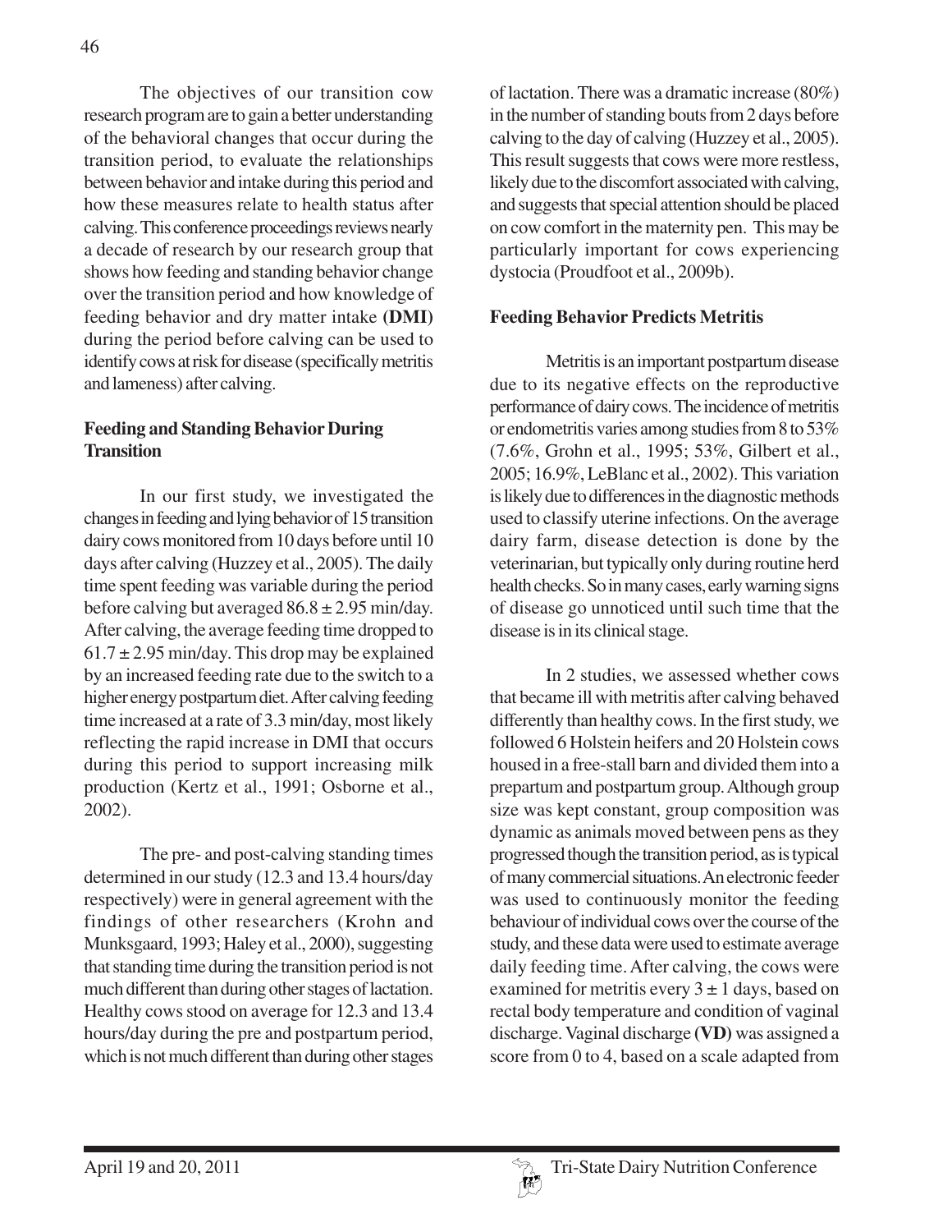The objectives of our transition cow research program are to gain a better understanding of the behavioral changes that occur during the transition period, to evaluate the relationships between behavior and intake during this period and how these measures relate to health status after calving. This conference proceedings reviews nearly a decade of research by our research group that shows how feeding and standing behavior change over the transition period and how knowledge of feeding behavior and dry matter intake **(DMI)** during the period before calving can be used to identify cows at risk for disease (specifically metritis and lameness) after calving.

## Feeding and Standing Behavior During Transition

In our first study, we investigated the changes in feeding and lying behavior of 15 transition dairy cows monitored from 10 days before until 10 days after calving (Huzzey et al., 2005). The daily time spent feeding was variable during the period before calving but averaged 86.8 ± 2.95 min/day. After calving, the average feeding time dropped to 61.7 ± 2.95 min/day. This drop may be explained by an increased feeding rate due to the switch to a higher energy postpartum diet. After calving feeding time increased at a rate of 3.3 min/day, most likely reflecting the rapid increase in DMI that occurs during this period to support increasing milk production (Kertz et al., 1991; Osborne et al., 2002).

The pre- and post-calving standing times determined in our study (12.3 and 13.4 hours/day respectively) were in general agreement with the findings of other researchers (Krohn and Munksgaard, 1993; Haley et al., 2000), suggesting that standing time during the transition period is not much different than during other stages of lactation. Healthy cows stood on average for 12.3 and 13.4 hours/day during the pre and postpartum period, which is not much different than during other stages of lactation. There was a dramatic increase (80%) in the number of standing bouts from 2 days before calving to the day of calving (Huzzey et al., 2005). This result suggests that cows were more restless, likely due to the discomfort associated with calving, and suggests that special attention should be placed on cow comfort in the maternity pen. This may be particularly important for cows experiencing dystocia (Proudfoot et al., 2009b).

## Feeding Behavior Predicts Metritis

Metritis is an important postpartum disease due to its negative effects on the reproductive performance of dairy cows. The incidence of metritis or endometritis varies among studies from 8 to 53% (7.6%, Grohn et al., 1995; 53%, Gilbert et al., 2005; 16.9%, LeBlanc et al., 2002). This variation is likely due to differences in the diagnostic methods used to classify uterine infections. On the average dairy farm, disease detection is done by the veterinarian, but typically only during routine herd health checks. So in many cases, early warning signs of disease go unnoticed until such time that the disease is in its clinical stage.

In 2 studies, we assessed whether cows that became ill with metritis after calving behaved differently than healthy cows. In the first study, we followed 6 Holstein heifers and 20 Holstein cows housed in a free-stall barn and divided them into a prepartum and postpartum group. Although group size was kept constant, group composition was dynamic as animals moved between pens as they progressed though the transition period, as is typical of many commercial situations. An electronic feeder was used to continuously monitor the feeding behaviour of individual cows over the course of the study, and these data were used to estimate average daily feeding time. After calving, the cows were examined for metritis every 3 ± 1 days, based on rectal body temperature and condition of vaginal discharge. Vaginal discharge **(VD)** was assigned a score from 0 to 4, based on a scale adapted from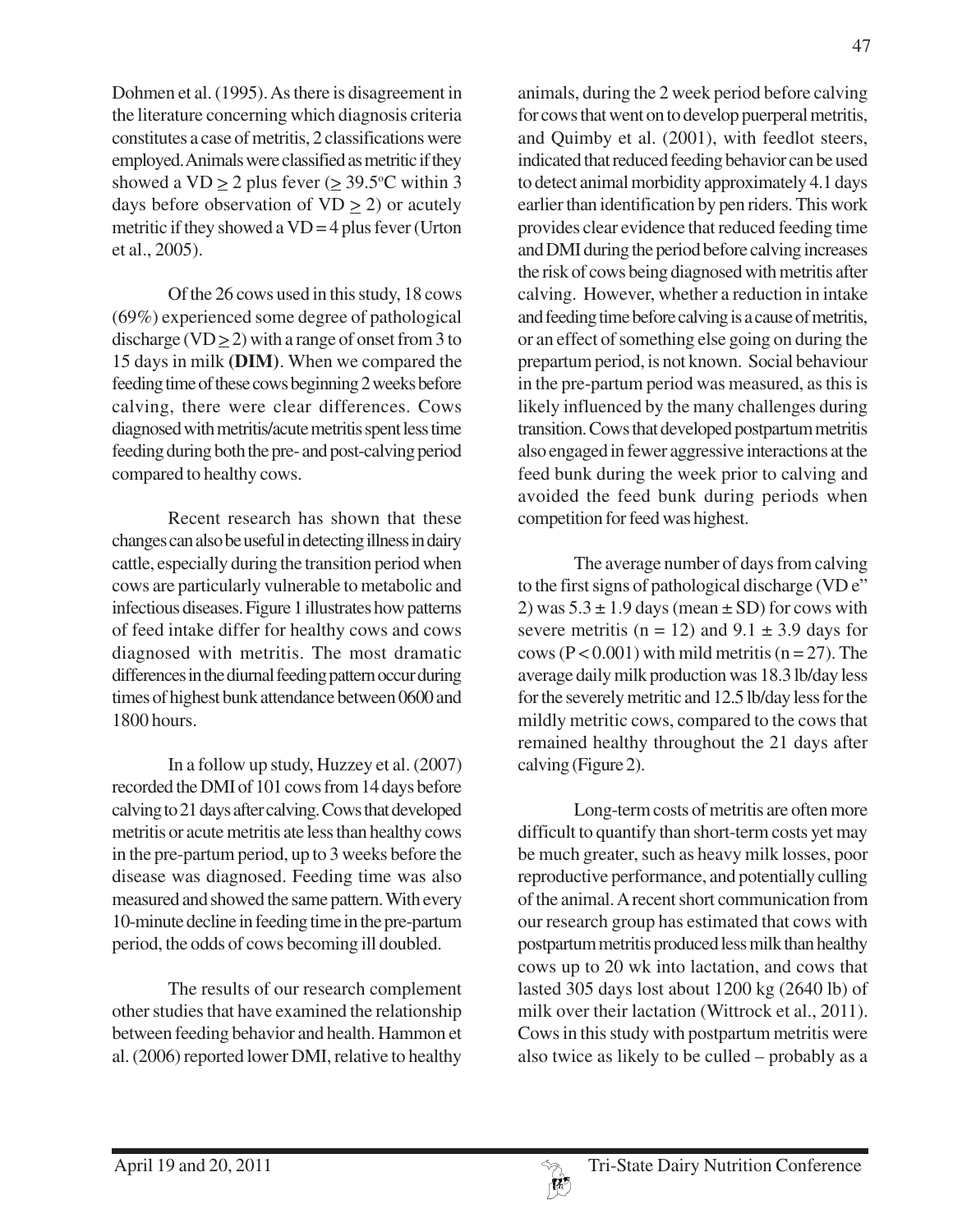Dohmen et al. (1995). As there is disagreement in the literature concerning which diagnosis criteria constitutes a case of metritis, 2 classifications were employed. Animals were classified as metritic if they showed a VD $\geq$ 2 plus fever ($\geq$ 39.5°C within 3 days before observation of VD $\geq$ 2) or acutely metritic if they showed a VD = 4 plus fever (Urton et al., 2005).

Of the 26 cows used in this study, 18 cows (69%) experienced some degree of pathological discharge (VD $\geq$ 2) with a range of onset from 3 to 15 days in milk (**DIM**). When we compared the feeding time of these cows beginning 2 weeks before calving, there were clear differences. Cows diagnosed with metritis/acute metritis spent less time feeding during both the pre- and post-calving period compared to healthy cows.

Recent research has shown that these changes can also be useful in detecting illness in dairy cattle, especially during the transition period when cows are particularly vulnerable to metabolic and infectious diseases. Figure 1 illustrates how patterns of feed intake differ for healthy cows and cows diagnosed with metritis. The most dramatic differences in the diurnal feeding pattern occur during times of highest bunk attendance between 0600 and 1800 hours.

In a follow up study, Huzzey et al. (2007) recorded the DMI of 101 cows from 14 days before calving to 21 days after calving. Cows that developed metritis or acute metritis ate less than healthy cows in the pre-partum period, up to 3 weeks before the disease was diagnosed. Feeding time was also measured and showed the same pattern. With every 10-minute decline in feeding time in the pre-partum period, the odds of cows becoming ill doubled.

The results of our research complement other studies that have examined the relationship between feeding behavior and health. Hammon et al. (2006) reported lower DMI, relative to healthy animals, during the 2 week period before calving for cows that went on to develop puerperal metritis, and Quimby et al. (2001), with feedlot steers, indicated that reduced feeding behavior can be used to detect animal morbidity approximately 4.1 days earlier than identification by pen riders. This work provides clear evidence that reduced feeding time and DMI during the period before calving increases the risk of cows being diagnosed with metritis after calving. However, whether a reduction in intake and feeding time before calving is a cause of metritis, or an effect of something else going on during the prepartum period, is not known. Social behaviour in the pre-partum period was measured, as this is likely influenced by the many challenges during transition. Cows that developed postpartum metritis also engaged in fewer aggressive interactions at the feed bunk during the week prior to calving and avoided the feed bunk during periods when competition for feed was highest.

The average number of days from calving to the first signs of pathological discharge (VD e" 2) was $5.3 \pm 1.9$ days (mean $\pm$ SD) for cows with severe metritis ($n = 12$) and $9.1 \pm 3.9$ days for cows ($P < 0.001$) with mild metritis ($n = 27$). The average daily milk production was 18.3 lb/day less for the severely metritic and 12.5 lb/day less for the mildly metritic cows, compared to the cows that remained healthy throughout the 21 days after calving (Figure 2).

Long-term costs of metritis are often more difficult to quantify than short-term costs yet may be much greater, such as heavy milk losses, poor reproductive performance, and potentially culling of the animal. A recent short communication from our research group has estimated that cows with postpartum metritis produced less milk than healthy cows up to 20 wk into lactation, and cows that lasted 305 days lost about 1200 kg (2640 lb) of milk over their lactation (Wittrock et al., 2011). Cows in this study with postpartum metritis were also twice as likely to be culled – probably as a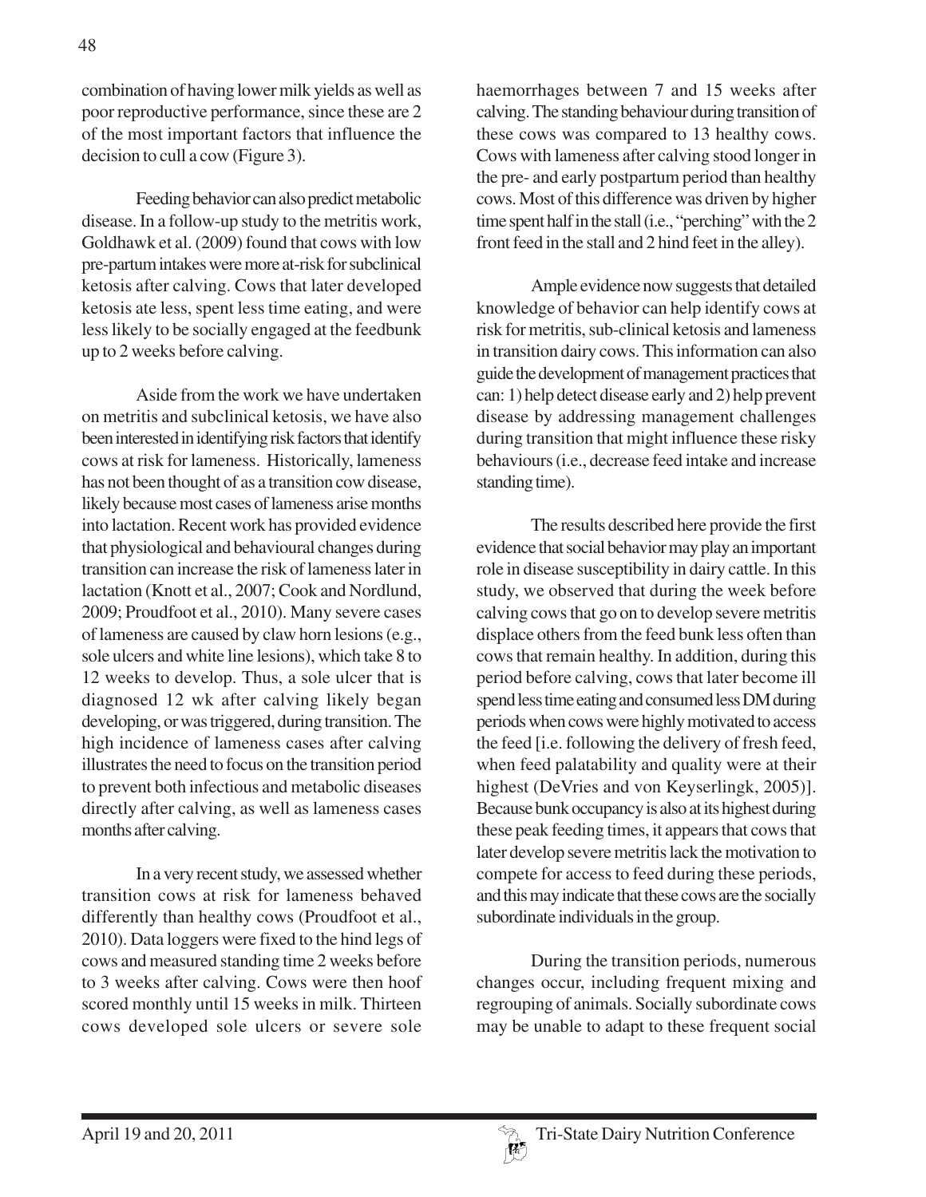combination of having lower milk yields as well as poor reproductive performance, since these are 2 of the most important factors that influence the decision to cull a cow (Figure 3).

Feeding behavior can also predict metabolic disease. In a follow-up study to the metritis work, Goldhawk et al. (2009) found that cows with low pre-partum intakes were more at-risk for subclinical ketosis after calving. Cows that later developed ketosis ate less, spent less time eating, and were less likely to be socially engaged at the feedbunk up to 2 weeks before calving.

Aside from the work we have undertaken on metritis and subclinical ketosis, we have also been interested in identifying risk factors that identify cows at risk for lameness. Historically, lameness has not been thought of as a transition cow disease, likely because most cases of lameness arise months into lactation. Recent work has provided evidence that physiological and behavioural changes during transition can increase the risk of lameness later in lactation (Knott et al., 2007; Cook and Nordlund, 2009; Proudfoot et al., 2010). Many severe cases of lameness are caused by claw horn lesions (e.g., sole ulcers and white line lesions), which take 8 to 12 weeks to develop. Thus, a sole ulcer that is diagnosed 12 wk after calving likely began developing, or was triggered, during transition. The high incidence of lameness cases after calving illustrates the need to focus on the transition period to prevent both infectious and metabolic diseases directly after calving, as well as lameness cases months after calving.

In a very recent study, we assessed whether transition cows at risk for lameness behaved differently than healthy cows (Proudfoot et al., 2010). Data loggers were fixed to the hind legs of cows and measured standing time 2 weeks before to 3 weeks after calving. Cows were then hoof scored monthly until 15 weeks in milk. Thirteen cows developed sole ulcers or severe sole haemorrhages between 7 and 15 weeks after calving. The standing behaviour during transition of these cows was compared to 13 healthy cows. Cows with lameness after calving stood longer in the pre- and early postpartum period than healthy cows. Most of this difference was driven by higher time spent half in the stall (i.e., "perching" with the 2 front feed in the stall and 2 hind feet in the alley).

Ample evidence now suggests that detailed knowledge of behavior can help identify cows at risk for metritis, sub-clinical ketosis and lameness in transition dairy cows. This information can also guide the development of management practices that can: 1) help detect disease early and 2) help prevent disease by addressing management challenges during transition that might influence these risky behaviours (i.e., decrease feed intake and increase standing time).

The results described here provide the first evidence that social behavior may play an important role in disease susceptibility in dairy cattle. In this study, we observed that during the week before calving cows that go on to develop severe metritis displace others from the feed bunk less often than cows that remain healthy. In addition, during this period before calving, cows that later become ill spend less time eating and consumed less DM during periods when cows were highly motivated to access the feed [i.e. following the delivery of fresh feed, when feed palatability and quality were at their highest (DeVries and von Keyserlingk, 2005)]. Because bunk occupancy is also at its highest during these peak feeding times, it appears that cows that later develop severe metritis lack the motivation to compete for access to feed during these periods, and this may indicate that these cows are the socially subordinate individuals in the group.

During the transition periods, numerous changes occur, including frequent mixing and regrouping of animals. Socially subordinate cows may be unable to adapt to these frequent social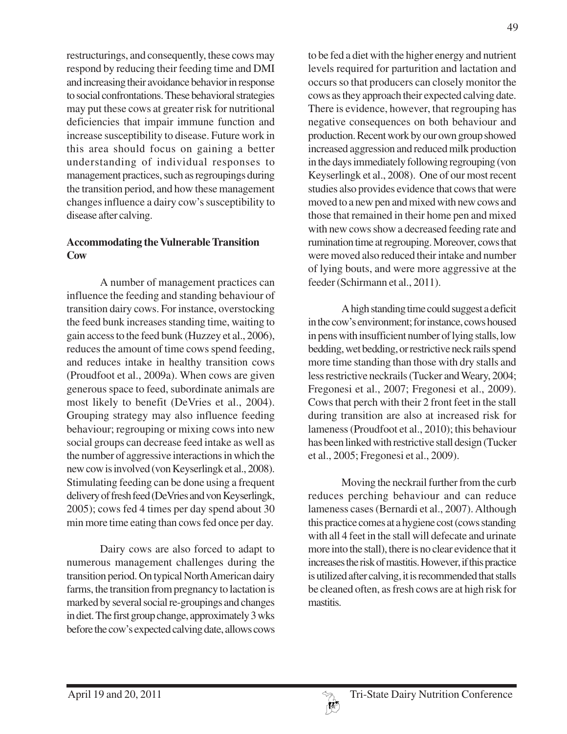restructurings, and consequently, these cows may respond by reducing their feeding time and DMI and increasing their avoidance behavior in response to social confrontations. These behavioral strategies may put these cows at greater risk for nutritional deficiencies that impair immune function and increase susceptibility to disease. Future work in this area should focus on gaining a better understanding of individual responses to management practices, such as regroupings during the transition period, and how these management changes influence a dairy cow's susceptibility to disease after calving.

**Accommodating the Vulnerable Transition Cow**

A number of management practices can influence the feeding and standing behaviour of transition dairy cows. For instance, overstocking the feed bunk increases standing time, waiting to gain access to the feed bunk (Huzzey et al., 2006), reduces the amount of time cows spend feeding, and reduces intake in healthy transition cows (Proudfoot et al., 2009a). When cows are given generous space to feed, subordinate animals are most likely to benefit (DeVries et al., 2004). Grouping strategy may also influence feeding behaviour; regrouping or mixing cows into new social groups can decrease feed intake as well as the number of aggressive interactions in which the new cow is involved (von Keyserlingk et al., 2008). Stimulating feeding can be done using a frequent delivery of fresh feed (DeVries and von Keyserlingk, 2005); cows fed 4 times per day spend about 30 min more time eating than cows fed once per day.

Dairy cows are also forced to adapt to numerous management challenges during the transition period. On typical North American dairy farms, the transition from pregnancy to lactation is marked by several social re-groupings and changes in diet. The first group change, approximately 3 wks before the cow's expected calving date, allows cows to be fed a diet with the higher energy and nutrient levels required for parturition and lactation and occurs so that producers can closely monitor the cows as they approach their expected calving date. There is evidence, however, that regrouping has negative consequences on both behaviour and production. Recent work by our own group showed increased aggression and reduced milk production in the days immediately following regrouping (von Keyserlingk et al., 2008). One of our most recent studies also provides evidence that cows that were moved to a new pen and mixed with new cows and those that remained in their home pen and mixed with new cows show a decreased feeding rate and rumination time at regrouping. Moreover, cows that were moved also reduced their intake and number of lying bouts, and were more aggressive at the feeder (Schirmann et al., 2011).

A high standing time could suggest a deficit in the cow's environment; for instance, cows housed in pens with insufficient number of lying stalls, low bedding, wet bedding, or restrictive neck rails spend more time standing than those with dry stalls and less restrictive neckrails (Tucker and Weary, 2004; Fregonesi et al., 2007; Fregonesi et al., 2009). Cows that perch with their 2 front feet in the stall during transition are also at increased risk for lameness (Proudfoot et al., 2010); this behaviour has been linked with restrictive stall design (Tucker et al., 2005; Fregonesi et al., 2009).

Moving the neckrail further from the curb reduces perching behaviour and can reduce lameness cases (Bernardi et al., 2007). Although this practice comes at a hygiene cost (cows standing with all 4 feet in the stall will defecate and urinate more into the stall), there is no clear evidence that it increases the risk of mastitis. However, if this practice is utilized after calving, it is recommended that stalls be cleaned often, as fresh cows are at high risk for mastitis.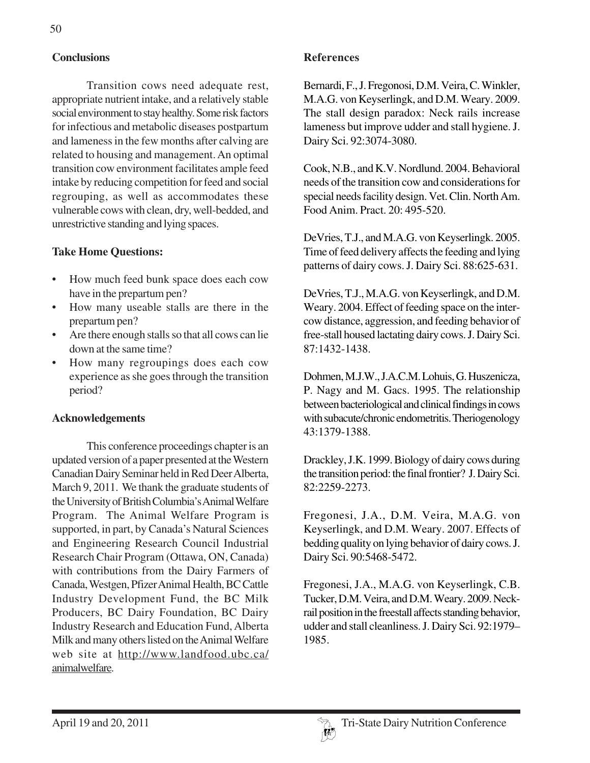## Conclusions

Transition cows need adequate rest, appropriate nutrient intake, and a relatively stable social environment to stay healthy. Some risk factors for infectious and metabolic diseases postpartum and lameness in the few months after calving are related to housing and management. An optimal transition cow environment facilitates ample feed intake by reducing competition for feed and social regrouping, as well as accommodates these vulnerable cows with clean, dry, well-bedded, and unrestrictive standing and lying spaces.

## Take Home Questions:

- How much feed bunk space does each cow have in the prepartum pen?
- How many useable stalls are there in the prepartum pen?
- Are there enough stalls so that all cows can lie down at the same time?
- How many regroupings does each cow experience as she goes through the transition period?

## Acknowledgements

This conference proceedings chapter is an updated version of a paper presented at the Western Canadian Dairy Seminar held in Red Deer Alberta, March 9, 2011. We thank the graduate students of the University of British Columbia's Animal Welfare Program. The Animal Welfare Program is supported, in part, by Canada's Natural Sciences and Engineering Research Council Industrial Research Chair Program (Ottawa, ON, Canada) with contributions from the Dairy Farmers of Canada, Westgen, Pfizer Animal Health, BC Cattle Industry Development Fund, the BC Milk Producers, BC Dairy Foundation, BC Dairy Industry Research and Education Fund, Alberta Milk and many others listed on the Animal Welfare web site at http://www.landfood.ubc.ca/animalwelfare.

## References

Bernardi, F., J. Fregonosi, D.M. Veira, C. Winkler, M.A.G. von Keyserlingk, and D.M. Weary. 2009. The stall design paradox: Neck rails increase lameness but improve udder and stall hygiene. J. Dairy Sci. 92:3074-3080.

Cook, N.B., and K.V. Nordlund. 2004. Behavioral needs of the transition cow and considerations for special needs facility design. Vet. Clin. North Am. Food Anim. Pract. 20: 495-520.

DeVries, T.J., and M.A.G. von Keyserlingk. 2005. Time of feed delivery affects the feeding and lying patterns of dairy cows. J. Dairy Sci. 88:625-631.

DeVries, T.J., M.A.G. von Keyserlingk, and D.M. Weary. 2004. Effect of feeding space on the inter-cow distance, aggression, and feeding behavior of free-stall housed lactating dairy cows. J. Dairy Sci. 87:1432-1438.

Dohmen, M.J.W., J.A.C.M. Lohuis, G. Huszenicza, P. Nagy and M. Gacs. 1995. The relationship between bacteriological and clinical findings in cows with subacute/chronic endometritis. Theriogenology 43:1379-1388.

Drackley, J.K. 1999. Biology of dairy cows during the transition period: the final frontier? J. Dairy Sci. 82:2259-2273.

Fregonesi, J.A., D.M. Veira, M.A.G. von Keyserlingk, and D.M. Weary. 2007. Effects of bedding quality on lying behavior of dairy cows. J. Dairy Sci. 90:5468-5472.

Fregonesi, J.A., M.A.G. von Keyserlingk, C.B. Tucker, D.M. Veira, and D.M. Weary. 2009. Neck-rail position in the freestall affects standing behavior, udder and stall cleanliness. J. Dairy Sci. 92:1979–1985.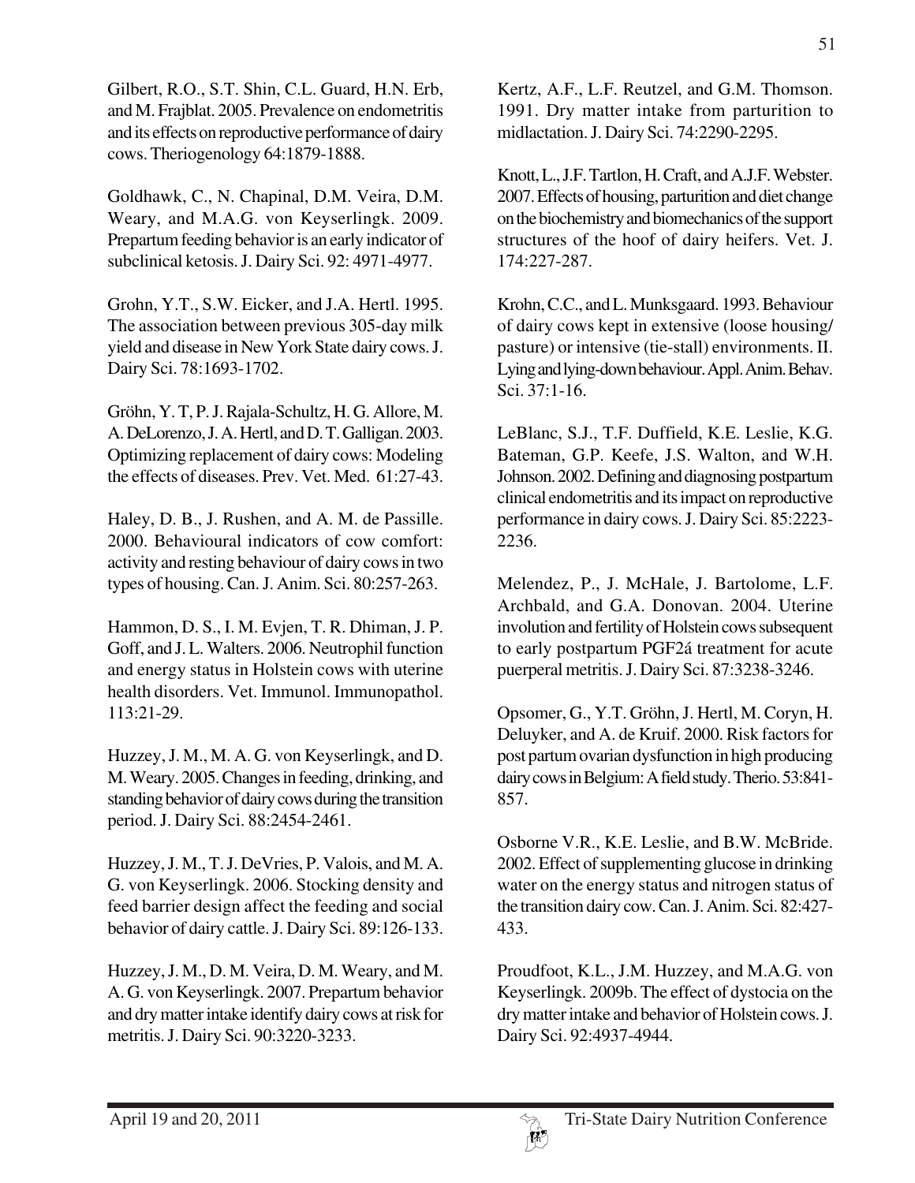Gilbert, R.O., S.T. Shin, C.L. Guard, H.N. Erb, and M. Frajblat. 2005. Prevalence on endometritis and its effects on reproductive performance of dairy cows. Theriogenology 64:1879-1888.

Goldhawk, C., N. Chapinal, D.M. Veira, D.M. Weary, and M.A.G. von Keyserlingk. 2009. Prepartum feeding behavior is an early indicator of subclinical ketosis. J. Dairy Sci. 92: 4971-4977.

Grohn, Y.T., S.W. Eicker, and J.A. Hertl. 1995. The association between previous 305-day milk yield and disease in New York State dairy cows. J. Dairy Sci. 78:1693-1702.

Gröhn, Y. T, P. J. Rajala-Schultz, H. G. Allore, M. A. DeLorenzo, J. A. Hertl, and D. T. Galligan. 2003. Optimizing replacement of dairy cows: Modeling the effects of diseases. Prev. Vet. Med. 61:27-43.

Haley, D. B., J. Rushen, and A. M. de Passille. 2000. Behavioural indicators of cow comfort: activity and resting behaviour of dairy cows in two types of housing. Can. J. Anim. Sci. 80:257-263.

Hammon, D. S., I. M. Evjen, T. R. Dhiman, J. P. Goff, and J. L. Walters. 2006. Neutrophil function and energy status in Holstein cows with uterine health disorders. Vet. Immunol. Immunopathol. 113:21-29.

Huzzey, J. M., M. A. G. von Keyserlingk, and D. M. Weary. 2005. Changes in feeding, drinking, and standing behavior of dairy cows during the transition period. J. Dairy Sci. 88:2454-2461.

Huzzey, J. M., T. J. DeVries, P. Valois, and M. A. G. von Keyserlingk. 2006. Stocking density and feed barrier design affect the feeding and social behavior of dairy cattle. J. Dairy Sci. 89:126-133.

Huzzey, J. M., D. M. Veira, D. M. Weary, and M. A. G. von Keyserlingk. 2007. Prepartum behavior and dry matter intake identify dairy cows at risk for metritis. J. Dairy Sci. 90:3220-3233.

Kertz, A.F., L.F. Reutzel, and G.M. Thomson. 1991. Dry matter intake from parturition to midlactation. J. Dairy Sci. 74:2290-2295.

Knott, L., J.F. Tartlon, H. Craft, and A.J.F. Webster. 2007. Effects of housing, parturition and diet change on the biochemistry and biomechanics of the support structures of the hoof of dairy heifers. Vet. J. 174:227-287.

Krohn, C.C., and L. Munksgaard. 1993. Behaviour of dairy cows kept in extensive (loose housing/ pasture) or intensive (tie-stall) environments. II. Lying and lying-down behaviour. Appl. Anim. Behav. Sci. 37:1-16.

LeBlanc, S.J., T.F. Duffield, K.E. Leslie, K.G. Bateman, G.P. Keefe, J.S. Walton, and W.H. Johnson. 2002. Defining and diagnosing postpartum clinical endometritis and its impact on reproductive performance in dairy cows. J. Dairy Sci. 85:2223-2236.

Melendez, P., J. McHale, J. Bartolome, L.F. Archbald, and G.A. Donovan. 2004. Uterine involution and fertility of Holstein cows subsequent to early postpartum PGF2á treatment for acute puerperal metritis. J. Dairy Sci. 87:3238-3246.

Opsomer, G., Y.T. Gröhn, J. Hertl, M. Coryn, H. Deluyker, and A. de Kruif. 2000. Risk factors for post partum ovarian dysfunction in high producing dairy cows in Belgium: A field study. Therio. 53:841-857.

Osborne V.R., K.E. Leslie, and B.W. McBride. 2002. Effect of supplementing glucose in drinking water on the energy status and nitrogen status of the transition dairy cow. Can. J. Anim. Sci. 82:427-433.

Proudfoot, K.L., J.M. Huzzey, and M.A.G. von Keyserlingk. 2009b. The effect of dystocia on the dry matter intake and behavior of Holstein cows. J. Dairy Sci. 92:4937-4944.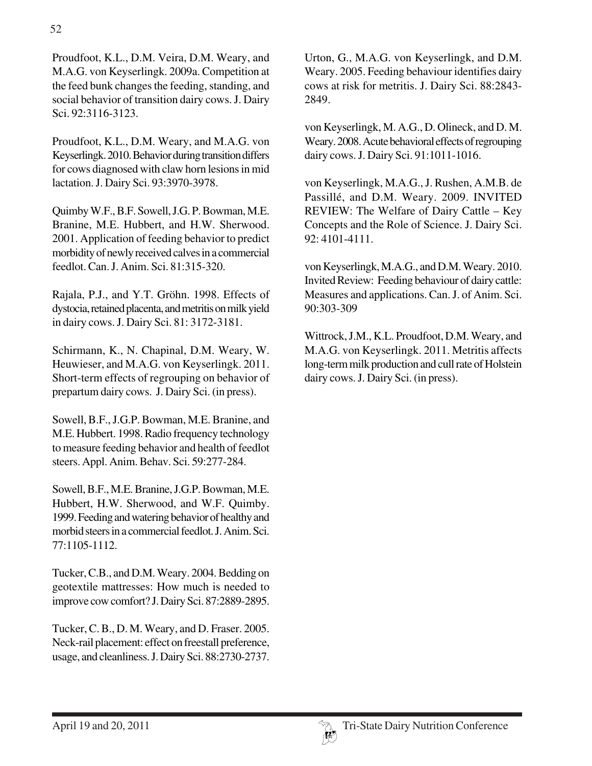Proudfoot, K.L., D.M. Veira, D.M. Weary, and M.A.G. von Keyserlingk. 2009a. Competition at the feed bunk changes the feeding, standing, and social behavior of transition dairy cows. J. Dairy Sci. 92:3116-3123.

Proudfoot, K.L., D.M. Weary, and M.A.G. von Keyserlingk. 2010. Behavior during transition differs for cows diagnosed with claw horn lesions in mid lactation. J. Dairy Sci. 93:3970-3978.

Quimby W.F., B.F. Sowell, J.G. P. Bowman, M.E. Branine, M.E. Hubbert, and H.W. Sherwood. 2001. Application of feeding behavior to predict morbidity of newly received calves in a commercial feedlot. Can. J. Anim. Sci. 81:315-320.

Rajala, P.J., and Y.T. Gröhn. 1998. Effects of dystocia, retained placenta, and metritis on milk yield in dairy cows. J. Dairy Sci. 81: 3172-3181.

Schirmann, K., N. Chapinal, D.M. Weary, W. Heuwieser, and M.A.G. von Keyserlingk. 2011. Short-term effects of regrouping on behavior of prepartum dairy cows. J. Dairy Sci. (in press).

Sowell, B.F., J.G.P. Bowman, M.E. Branine, and M.E. Hubbert. 1998. Radio frequency technology to measure feeding behavior and health of feedlot steers. Appl. Anim. Behav. Sci. 59:277-284.

Sowell, B.F., M.E. Branine, J.G.P. Bowman, M.E. Hubbert, H.W. Sherwood, and W.F. Quimby. 1999. Feeding and watering behavior of healthy and morbid steers in a commercial feedlot. J. Anim. Sci. 77:1105-1112.

Tucker, C.B., and D.M. Weary. 2004. Bedding on geotextile mattresses: How much is needed to improve cow comfort? J. Dairy Sci. 87:2889-2895.

Tucker, C. B., D. M. Weary, and D. Fraser. 2005. Neck-rail placement: effect on freestall preference, usage, and cleanliness. J. Dairy Sci. 88:2730-2737.

Urton, G., M.A.G. von Keyserlingk, and D.M. Weary. 2005. Feeding behaviour identifies dairy cows at risk for metritis. J. Dairy Sci. 88:2843-2849.

von Keyserlingk, M. A.G., D. Olineck, and D. M. Weary. 2008. Acute behavioral effects of regrouping dairy cows. J. Dairy Sci. 91:1011-1016.

von Keyserlingk, M.A.G., J. Rushen, A.M.B. de Passillé, and D.M. Weary. 2009. INVITED REVIEW: The Welfare of Dairy Cattle – Key Concepts and the Role of Science. J. Dairy Sci. 92: 4101-4111.

von Keyserlingk, M.A.G., and D.M. Weary. 2010. Invited Review: Feeding behaviour of dairy cattle: Measures and applications. Can. J. of Anim. Sci. 90:303-309

Wittrock, J.M., K.L. Proudfoot, D.M. Weary, and M.A.G. von Keyserlingk. 2011. Metritis affects long-term milk production and cull rate of Holstein dairy cows. J. Dairy Sci. (in press).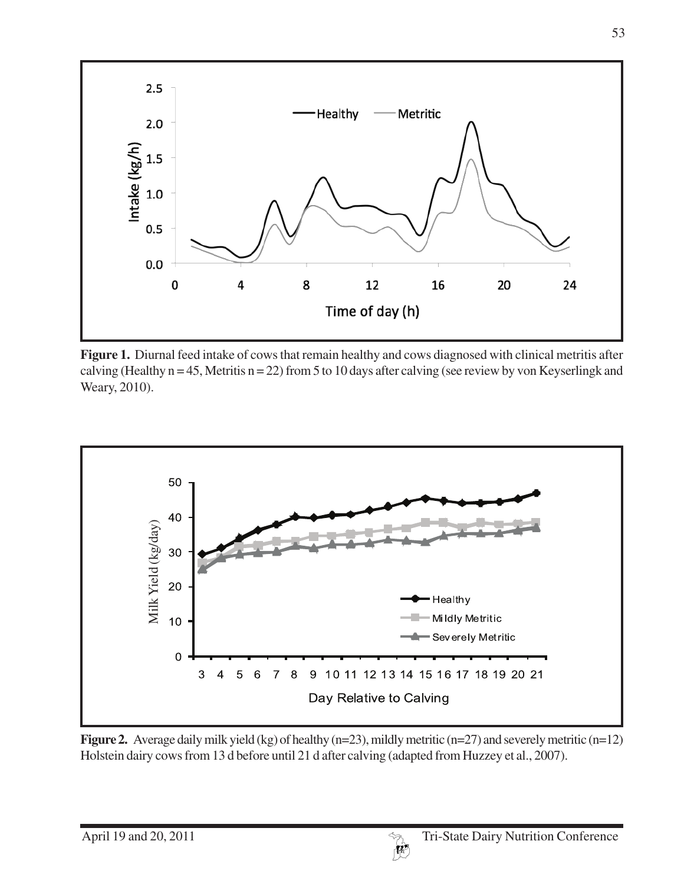**Figure 1.** Diurnal feed intake of cows that remain healthy and cows diagnosed with clinical metritis after calving (Healthy n = 45, Metritis n = 22) from 5 to 10 days after calving (see review by von Keyserlingk and Weary, 2010).

**Figure 2.** Average daily milk yield (kg) of healthy (n=23), mildly metritic (n=27) and severely metritic (n=12) Holstein dairy cows from 13 d before until 21 d after calving (adapted from Huzzey et al., 2007).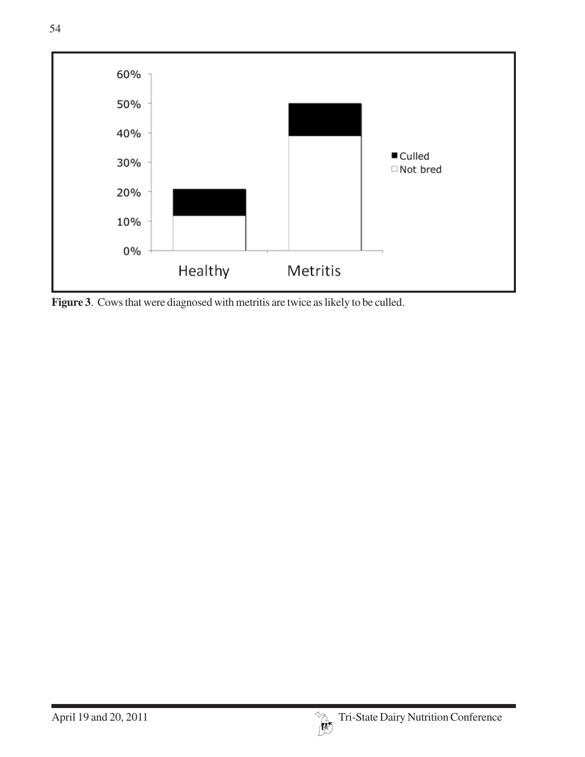60%
50%
40%
30%
20%
10%
0%

Healthy
Metritis

■ Culled
□ Not bred

**Figure 3**. Cows that were diagnosed with metritis are twice as likely to be culled.